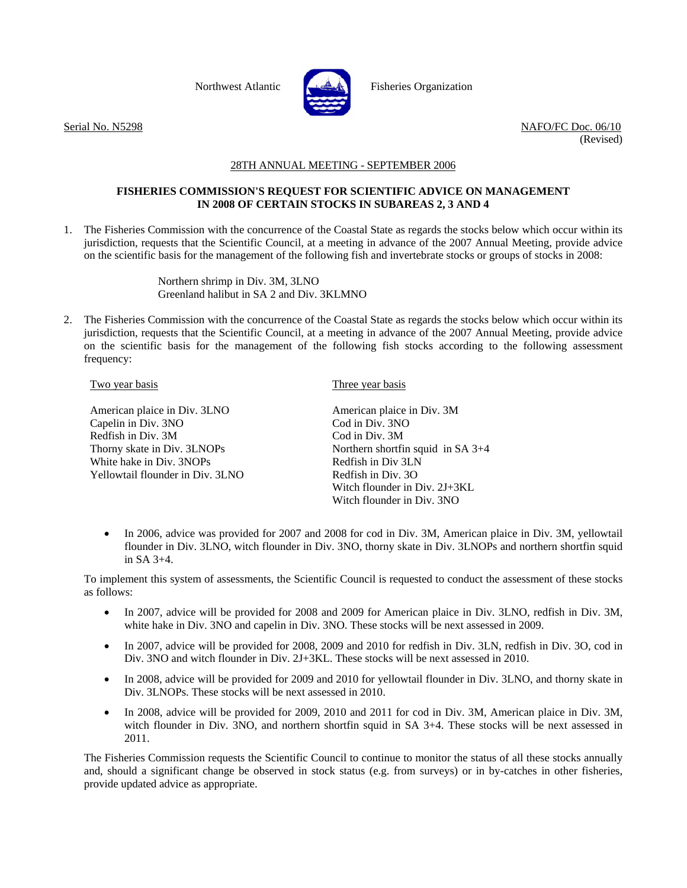Northwest Atlantic Fisheries Organization

Serial No. N5298

NAFO/FC Doc. 06/10 (Revised)

28TH ANNUAL MEETING - SEPTEMBER 2006

## FISHERIES COMMISSION'S REQUEST FOR SCIENTIFIC ADVICE ON MANAGEMENT IN 2008 OF CERTAIN STOCKS IN SUBAREAS 2, 3 AND 4

1. The Fisheries Commission with the concurrence of the Coastal State as regards the stocks below which occur within its jurisdiction, requests that the Scientific Council, at a meeting in advance of the 2007 Annual Meeting, provide advice on the scientific basis for the management of the following fish and invertebrate stocks or groups of stocks in 2008:

   Northern shrimp in Div. 3M, 3LNO
   Greenland halibut in SA 2 and Div. 3KLMNO

2. The Fisheries Commission with the concurrence of the Coastal State as regards the stocks below which occur within its jurisdiction, requests that the Scientific Council, at a meeting in advance of the 2007 Annual Meeting, provide advice on the scientific basis for the management of the following fish stocks according to the following assessment frequency:

| Two year basis | Three year basis |
|---|---|
| American plaice in Div. 3LNO | American plaice in Div. 3M |
| Capelin in Div. 3NO | Cod in Div. 3NO |
| Redfish in Div. 3M | Cod in Div. 3M |
| Thorny skate in Div. 3LNOPs | Northern shortfin squid in SA 3+4 |
| White hake in Div. 3NOPs | Redfish in Div 3LN |
| Yellowtail flounder in Div. 3LNO | Redfish in Div. 3O |
| | Witch flounder in Div. 2J+3KL |
| | Witch flounder in Div. 3NO |

- In 2006, advice was provided for 2007 and 2008 for cod in Div. 3M, American plaice in Div. 3M, yellowtail flounder in Div. 3LNO, witch flounder in Div. 3NO, thorny skate in Div. 3LNOPs and northern shortfin squid in SA 3+4.

To implement this system of assessments, the Scientific Council is requested to conduct the assessment of these stocks as follows:

- In 2007, advice will be provided for 2008 and 2009 for American plaice in Div. 3LNO, redfish in Div. 3M, white hake in Div. 3NO and capelin in Div. 3NO. These stocks will be next assessed in 2009.
- In 2007, advice will be provided for 2008, 2009 and 2010 for redfish in Div. 3LN, redfish in Div. 3O, cod in Div. 3NO and witch flounder in Div. 2J+3KL. These stocks will be next assessed in 2010.
- In 2008, advice will be provided for 2009 and 2010 for yellowtail flounder in Div. 3LNO, and thorny skate in Div. 3LNOPs. These stocks will be next assessed in 2010.
- In 2008, advice will be provided for 2009, 2010 and 2011 for cod in Div. 3M, American plaice in Div. 3M, witch flounder in Div. 3NO, and northern shortfin squid in SA 3+4. These stocks will be next assessed in 2011.

The Fisheries Commission requests the Scientific Council to continue to monitor the status of all these stocks annually and, should a significant change be observed in stock status (e.g. from surveys) or in by-catches in other fisheries, provide updated advice as appropriate.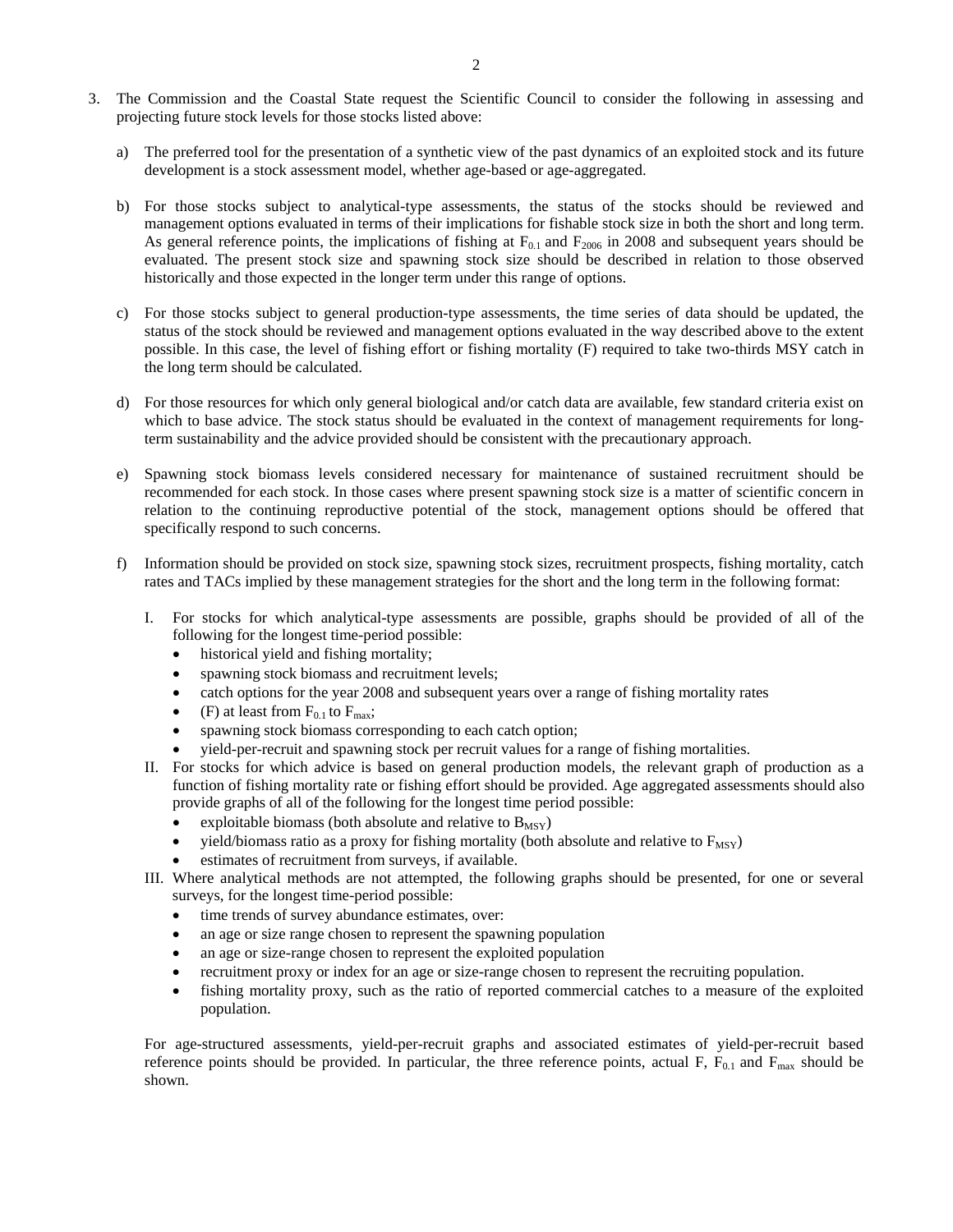3. The Commission and the Coastal State request the Scientific Council to consider the following in assessing and projecting future stock levels for those stocks listed above:

   a) The preferred tool for the presentation of a synthetic view of the past dynamics of an exploited stock and its future development is a stock assessment model, whether age-based or age-aggregated.

   b) For those stocks subject to analytical-type assessments, the status of the stocks should be reviewed and management options evaluated in terms of their implications for fishable stock size in both the short and long term. As general reference points, the implications of fishing at $F_{0.1}$ and $F_{2006}$ in 2008 and subsequent years should be evaluated. The present stock size and spawning stock size should be described in relation to those observed historically and those expected in the longer term under this range of options.

   c) For those stocks subject to general production-type assessments, the time series of data should be updated, the status of the stock should be reviewed and management options evaluated in the way described above to the extent possible. In this case, the level of fishing effort or fishing mortality (F) required to take two-thirds MSY catch in the long term should be calculated.

   d) For those resources for which only general biological and/or catch data are available, few standard criteria exist on which to base advice. The stock status should be evaluated in the context of management requirements for long-term sustainability and the advice provided should be consistent with the precautionary approach.

   e) Spawning stock biomass levels considered necessary for maintenance of sustained recruitment should be recommended for each stock. In those cases where present spawning stock size is a matter of scientific concern in relation to the continuing reproductive potential of the stock, management options should be offered that specifically respond to such concerns.

   f) Information should be provided on stock size, spawning stock sizes, recruitment prospects, fishing mortality, catch rates and TACs implied by these management strategies for the short and the long term in the following format:

      I. For stocks for which analytical-type assessments are possible, graphs should be provided of all of the following for the longest time-period possible:
         - historical yield and fishing mortality;
         - spawning stock biomass and recruitment levels;
         - catch options for the year 2008 and subsequent years over a range of fishing mortality rates
         - (F) at least from $F_{0.1}$ to $F_{max}$;
         - spawning stock biomass corresponding to each catch option;
         - yield-per-recruit and spawning stock per recruit values for a range of fishing mortalities.

      II. For stocks for which advice is based on general production models, the relevant graph of production as a function of fishing mortality rate or fishing effort should be provided. Age aggregated assessments should also provide graphs of all of the following for the longest time period possible:
         - exploitable biomass (both absolute and relative to $B_{MSY}$)
         - yield/biomass ratio as a proxy for fishing mortality (both absolute and relative to $F_{MSY}$)
         - estimates of recruitment from surveys, if available.

      III. Where analytical methods are not attempted, the following graphs should be presented, for one or several surveys, for the longest time-period possible:
         - time trends of survey abundance estimates, over:
         - an age or size range chosen to represent the spawning population
         - an age or size-range chosen to represent the exploited population
         - recruitment proxy or index for an age or size-range chosen to represent the recruiting population.
         - fishing mortality proxy, such as the ratio of reported commercial catches to a measure of the exploited population.

      For age-structured assessments, yield-per-recruit graphs and associated estimates of yield-per-recruit based reference points should be provided. In particular, the three reference points, actual F, $F_{0.1}$ and $F_{max}$ should be shown.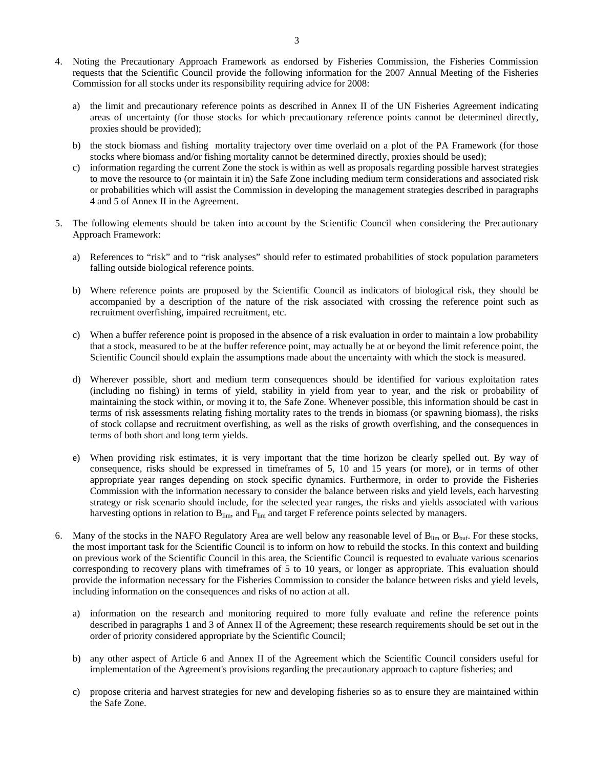4. Noting the Precautionary Approach Framework as endorsed by Fisheries Commission, the Fisheries Commission requests that the Scientific Council provide the following information for the 2007 Annual Meeting of the Fisheries Commission for all stocks under its responsibility requiring advice for 2008:

   a) the limit and precautionary reference points as described in Annex II of the UN Fisheries Agreement indicating areas of uncertainty (for those stocks for which precautionary reference points cannot be determined directly, proxies should be provided);

   b) the stock biomass and fishing mortality trajectory over time overlaid on a plot of the PA Framework (for those stocks where biomass and/or fishing mortality cannot be determined directly, proxies should be used);

   c) information regarding the current Zone the stock is within as well as proposals regarding possible harvest strategies to move the resource to (or maintain it in) the Safe Zone including medium term considerations and associated risk or probabilities which will assist the Commission in developing the management strategies described in paragraphs 4 and 5 of Annex II in the Agreement.

5. The following elements should be taken into account by the Scientific Council when considering the Precautionary Approach Framework:

   a) References to "risk" and to "risk analyses" should refer to estimated probabilities of stock population parameters falling outside biological reference points.

   b) Where reference points are proposed by the Scientific Council as indicators of biological risk, they should be accompanied by a description of the nature of the risk associated with crossing the reference point such as recruitment overfishing, impaired recruitment, etc.

   c) When a buffer reference point is proposed in the absence of a risk evaluation in order to maintain a low probability that a stock, measured to be at the buffer reference point, may actually be at or beyond the limit reference point, the Scientific Council should explain the assumptions made about the uncertainty with which the stock is measured.

   d) Wherever possible, short and medium term consequences should be identified for various exploitation rates (including no fishing) in terms of yield, stability in yield from year to year, and the risk or probability of maintaining the stock within, or moving it to, the Safe Zone. Whenever possible, this information should be cast in terms of risk assessments relating fishing mortality rates to the trends in biomass (or spawning biomass), the risks of stock collapse and recruitment overfishing, as well as the risks of growth overfishing, and the consequences in terms of both short and long term yields.

   e) When providing risk estimates, it is very important that the time horizon be clearly spelled out. By way of consequence, risks should be expressed in timeframes of 5, 10 and 15 years (or more), or in terms of other appropriate year ranges depending on stock specific dynamics. Furthermore, in order to provide the Fisheries Commission with the information necessary to consider the balance between risks and yield levels, each harvesting strategy or risk scenario should include, for the selected year ranges, the risks and yields associated with various harvesting options in relation to $B_{lim}$, and $F_{lim}$ and target F reference points selected by managers.

6. Many of the stocks in the NAFO Regulatory Area are well below any reasonable level of $B_{lim}$ or $B_{buf}$. For these stocks, the most important task for the Scientific Council is to inform on how to rebuild the stocks. In this context and building on previous work of the Scientific Council in this area, the Scientific Council is requested to evaluate various scenarios corresponding to recovery plans with timeframes of 5 to 10 years, or longer as appropriate. This evaluation should provide the information necessary for the Fisheries Commission to consider the balance between risks and yield levels, including information on the consequences and risks of no action at all.

   a) information on the research and monitoring required to more fully evaluate and refine the reference points described in paragraphs 1 and 3 of Annex II of the Agreement; these research requirements should be set out in the order of priority considered appropriate by the Scientific Council;

   b) any other aspect of Article 6 and Annex II of the Agreement which the Scientific Council considers useful for implementation of the Agreement's provisions regarding the precautionary approach to capture fisheries; and

   c) propose criteria and harvest strategies for new and developing fisheries so as to ensure they are maintained within the Safe Zone.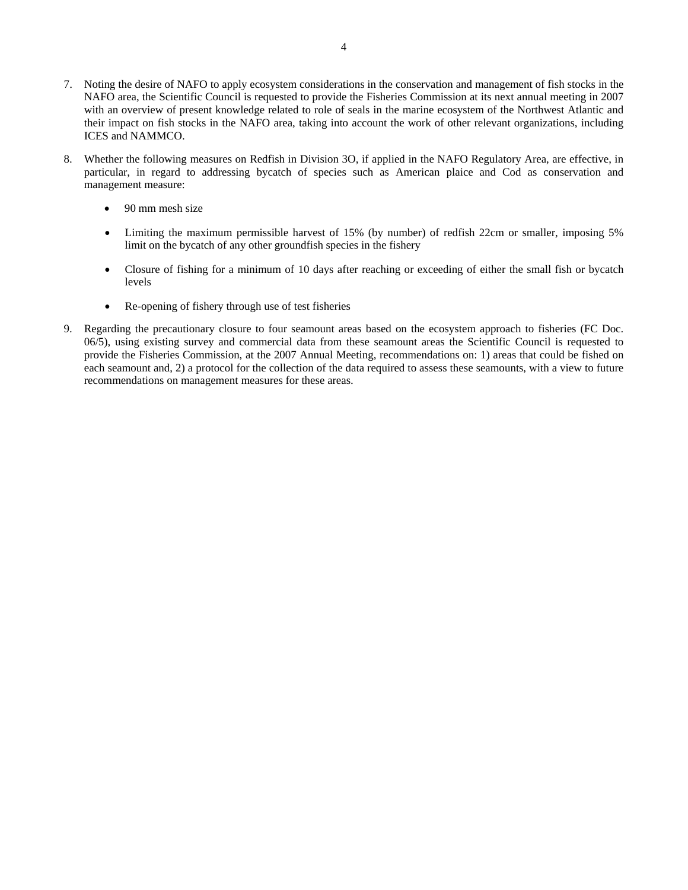7. Noting the desire of NAFO to apply ecosystem considerations in the conservation and management of fish stocks in the NAFO area, the Scientific Council is requested to provide the Fisheries Commission at its next annual meeting in 2007 with an overview of present knowledge related to role of seals in the marine ecosystem of the Northwest Atlantic and their impact on fish stocks in the NAFO area, taking into account the work of other relevant organizations, including ICES and NAMMCO.

8. Whether the following measures on Redfish in Division 3O, if applied in the NAFO Regulatory Area, are effective, in particular, in regard to addressing bycatch of species such as American plaice and Cod as conservation and management measure:

   - 90 mm mesh size

   - Limiting the maximum permissible harvest of 15% (by number) of redfish 22cm or smaller, imposing 5% limit on the bycatch of any other groundfish species in the fishery

   - Closure of fishing for a minimum of 10 days after reaching or exceeding of either the small fish or bycatch levels

   - Re-opening of fishery through use of test fisheries

9. Regarding the precautionary closure to four seamount areas based on the ecosystem approach to fisheries (FC Doc. 06/5), using existing survey and commercial data from these seamount areas the Scientific Council is requested to provide the Fisheries Commission, at the 2007 Annual Meeting, recommendations on: 1) areas that could be fished on each seamount and, 2) a protocol for the collection of the data required to assess these seamounts, with a view to future recommendations on management measures for these areas.